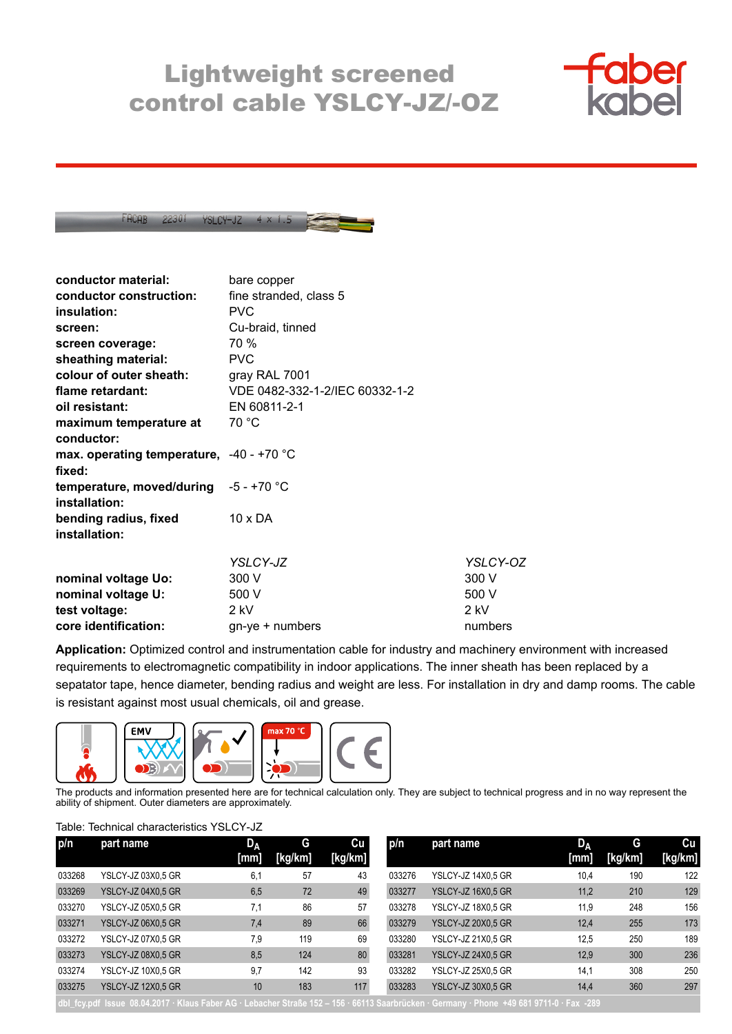# Lightweight screened control cable YSLCY-JZ/-OZ

| | |
|---|---|
| **conductor material:** | bare copper |
| **conductor construction:** | fine stranded, class 5 |
| **insulation:** | PVC |
| **screen:** | Cu-braid, tinned |
| **screen coverage:** | 70 % |
| **sheathing material:** | PVC |
| **colour of outer sheath:** | gray RAL 7001 |
| **flame retardant:** | VDE 0482-332-1-2/IEC 60332-1-2 |
| **oil resistant:** | EN 60811-2-1 |
| **maximum temperature at conductor:** | 70 °C |
| **max. operating temperature, fixed:** | -40 - +70 °C |
| **temperature, moved/during installation:** | -5 - +70 °C |
| **bending radius, fixed installation:** | 10 x DA |

| | *YSLCY-JZ* | *YSLCY-OZ* |
|---|---|---|
| **nominal voltage Uo:** | 300 V | 300 V |
| **nominal voltage U:** | 500 V | 500 V |
| **test voltage:** | 2 kV | 2 kV |
| **core identification:** | gn-ye + numbers | numbers |

**Application:** Optimized control and instrumentation cable for industry and machinery environment with increased requirements to electromagnetic compatibility in indoor applications. The inner sheath has been replaced by a sepatator tape, hence diameter, bending radius and weight are less. For installation in dry and damp rooms. The cable is resistant against most usual chemicals, oil and grease.

EMV | max 70 °C | CE

The products and information presented here are for technical calculation only. They are subject to technical progress and in no way represent the ability of shipment. Outer diameters are approximately.

Table: Technical characteristics YSLCY-JZ

| p/n | part name | $D_A$ [mm] | G [kg/km] | Cu [kg/km] |
|---|---|---|---|---|
| 033268 | YSLCY-JZ 03X0,5 GR | 6,1 | 57 | 43 |
| 033269 | YSLCY-JZ 04X0,5 GR | 6,5 | 72 | 49 |
| 033270 | YSLCY-JZ 05X0,5 GR | 7,1 | 86 | 57 |
| 033271 | YSLCY-JZ 06X0,5 GR | 7,4 | 89 | 66 |
| 033272 | YSLCY-JZ 07X0,5 GR | 7,9 | 119 | 69 |
| 033273 | YSLCY-JZ 08X0,5 GR | 8,5 | 124 | 80 |
| 033274 | YSLCY-JZ 10X0,5 GR | 9,7 | 142 | 93 |
| 033275 | YSLCY-JZ 12X0,5 GR | 10 | 183 | 117 |
| 033276 | YSLCY-JZ 14X0,5 GR | 10,4 | 190 | 122 |
| 033277 | YSLCY-JZ 16X0,5 GR | 11,2 | 210 | 129 |
| 033278 | YSLCY-JZ 18X0,5 GR | 11,9 | 248 | 156 |
| 033279 | YSLCY-JZ 20X0,5 GR | 12,4 | 255 | 173 |
| 033280 | YSLCY-JZ 21X0,5 GR | 12,5 | 250 | 189 |
| 033281 | YSLCY-JZ 24X0,5 GR | 12,9 | 300 | 236 |
| 033282 | YSLCY-JZ 25X0,5 GR | 14,1 | 308 | 250 |
| 033283 | YSLCY-JZ 30X0,5 GR | 14,4 | 360 | 297 |

dbl_fcy.pdf Issue 08.04.2017 · Klaus Faber AG · Lebacher Straße 152 – 156 · 66113 Saarbrücken · Germany · Phone +49 681 9711-0 · Fax -289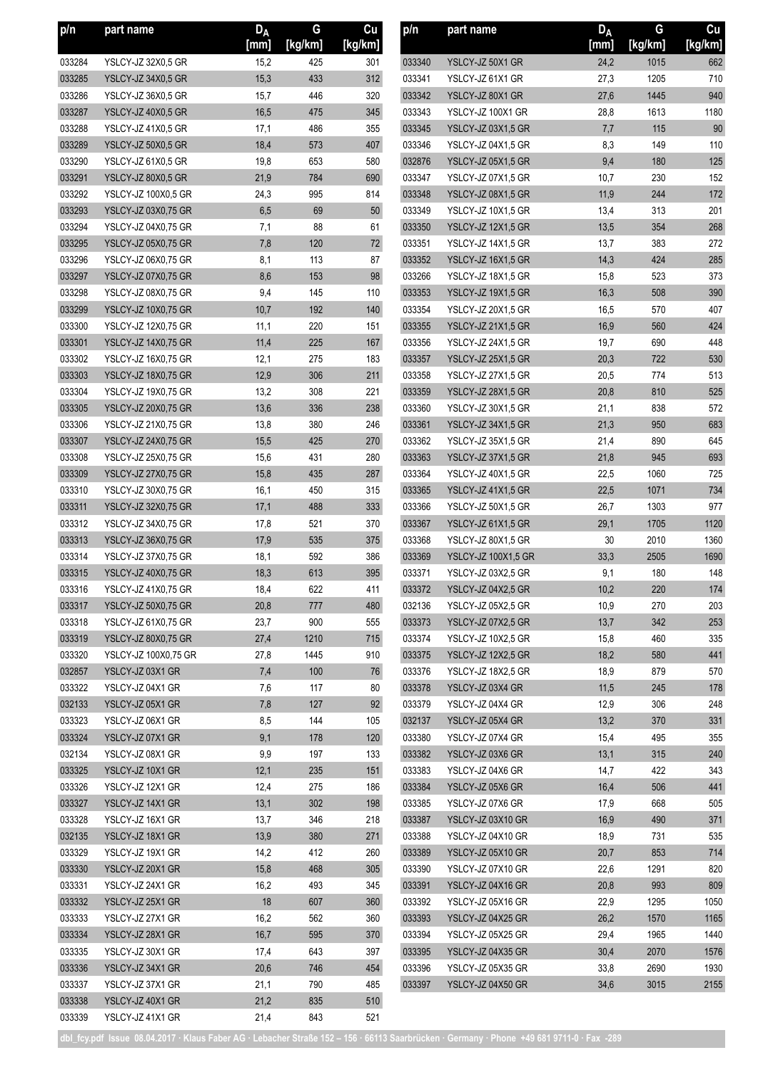| p/n | part name | $D_A$ [mm] | G [kg/km] | Cu [kg/km] |
|---|---|---|---|---|
| 033284 | YSLCY-JZ 32X0,5 GR | 15,2 | 425 | 301 |
| 033285 | YSLCY-JZ 34X0,5 GR | 15,3 | 433 | 312 |
| 033286 | YSLCY-JZ 36X0,5 GR | 15,7 | 446 | 320 |
| 033287 | YSLCY-JZ 40X0,5 GR | 16,5 | 475 | 345 |
| 033288 | YSLCY-JZ 41X0,5 GR | 17,1 | 486 | 355 |
| 033289 | YSLCY-JZ 50X0,5 GR | 18,4 | 573 | 407 |
| 033290 | YSLCY-JZ 61X0,5 GR | 19,8 | 653 | 580 |
| 033291 | YSLCY-JZ 80X0,5 GR | 21,9 | 784 | 690 |
| 033292 | YSLCY-JZ 100X0,5 GR | 24,3 | 995 | 814 |
| 033293 | YSLCY-JZ 03X0,75 GR | 6,5 | 69 | 50 |
| 033294 | YSLCY-JZ 04X0,75 GR | 7,1 | 88 | 61 |
| 033295 | YSLCY-JZ 05X0,75 GR | 7,8 | 120 | 72 |
| 033296 | YSLCY-JZ 06X0,75 GR | 8,1 | 113 | 87 |
| 033297 | YSLCY-JZ 07X0,75 GR | 8,6 | 153 | 98 |
| 033298 | YSLCY-JZ 08X0,75 GR | 9,4 | 145 | 110 |
| 033299 | YSLCY-JZ 10X0,75 GR | 10,7 | 192 | 140 |
| 033300 | YSLCY-JZ 12X0,75 GR | 11,1 | 220 | 151 |
| 033301 | YSLCY-JZ 14X0,75 GR | 11,4 | 225 | 167 |
| 033302 | YSLCY-JZ 16X0,75 GR | 12,1 | 275 | 183 |
| 033303 | YSLCY-JZ 18X0,75 GR | 12,9 | 306 | 211 |
| 033304 | YSLCY-JZ 19X0,75 GR | 13,2 | 308 | 221 |
| 033305 | YSLCY-JZ 20X0,75 GR | 13,6 | 336 | 238 |
| 033306 | YSLCY-JZ 21X0,75 GR | 13,8 | 380 | 246 |
| 033307 | YSLCY-JZ 24X0,75 GR | 15,5 | 425 | 270 |
| 033308 | YSLCY-JZ 25X0,75 GR | 15,6 | 431 | 280 |
| 033309 | YSLCY-JZ 27X0,75 GR | 15,8 | 435 | 287 |
| 033310 | YSLCY-JZ 30X0,75 GR | 16,1 | 450 | 315 |
| 033311 | YSLCY-JZ 32X0,75 GR | 17,1 | 488 | 333 |
| 033312 | YSLCY-JZ 34X0,75 GR | 17,8 | 521 | 370 |
| 033313 | YSLCY-JZ 36X0,75 GR | 17,9 | 535 | 375 |
| 033314 | YSLCY-JZ 37X0,75 GR | 18,1 | 592 | 386 |
| 033315 | YSLCY-JZ 40X0,75 GR | 18,3 | 613 | 395 |
| 033316 | YSLCY-JZ 41X0,75 GR | 18,4 | 622 | 411 |
| 033317 | YSLCY-JZ 50X0,75 GR | 20,8 | 777 | 480 |
| 033318 | YSLCY-JZ 61X0,75 GR | 23,7 | 900 | 555 |
| 033319 | YSLCY-JZ 80X0,75 GR | 27,4 | 1210 | 715 |
| 033320 | YSLCY-JZ 100X0,75 GR | 27,8 | 1445 | 910 |
| 032857 | YSLCY-JZ 03X1 GR | 7,4 | 100 | 76 |
| 033322 | YSLCY-JZ 04X1 GR | 7,6 | 117 | 80 |
| 032133 | YSLCY-JZ 05X1 GR | 7,8 | 127 | 92 |
| 033323 | YSLCY-JZ 06X1 GR | 8,5 | 144 | 105 |
| 033324 | YSLCY-JZ 07X1 GR | 9,1 | 178 | 120 |
| 032134 | YSLCY-JZ 08X1 GR | 9,9 | 197 | 133 |
| 033325 | YSLCY-JZ 10X1 GR | 12,1 | 235 | 151 |
| 033326 | YSLCY-JZ 12X1 GR | 12,4 | 275 | 186 |
| 033327 | YSLCY-JZ 14X1 GR | 13,1 | 302 | 198 |
| 033328 | YSLCY-JZ 16X1 GR | 13,7 | 346 | 218 |
| 032135 | YSLCY-JZ 18X1 GR | 13,9 | 380 | 271 |
| 033329 | YSLCY-JZ 19X1 GR | 14,2 | 412 | 260 |
| 033330 | YSLCY-JZ 20X1 GR | 15,8 | 468 | 305 |
| 033331 | YSLCY-JZ 24X1 GR | 16,2 | 493 | 345 |
| 033332 | YSLCY-JZ 25X1 GR | 18 | 607 | 360 |
| 033333 | YSLCY-JZ 27X1 GR | 16,2 | 562 | 360 |
| 033334 | YSLCY-JZ 28X1 GR | 16,7 | 595 | 370 |
| 033335 | YSLCY-JZ 30X1 GR | 17,4 | 643 | 397 |
| 033336 | YSLCY-JZ 34X1 GR | 20,6 | 746 | 454 |
| 033337 | YSLCY-JZ 37X1 GR | 21,1 | 790 | 485 |
| 033338 | YSLCY-JZ 40X1 GR | 21,2 | 835 | 510 |
| 033339 | YSLCY-JZ 41X1 GR | 21,4 | 843 | 521 |
| 033340 | YSLCY-JZ 50X1 GR | 24,2 | 1015 | 662 |
| 033341 | YSLCY-JZ 61X1 GR | 27,3 | 1205 | 710 |
| 033342 | YSLCY-JZ 80X1 GR | 27,6 | 1445 | 940 |
| 033343 | YSLCY-JZ 100X1 GR | 28,8 | 1613 | 1180 |
| 033345 | YSLCY-JZ 03X1,5 GR | 7,7 | 115 | 90 |
| 033346 | YSLCY-JZ 04X1,5 GR | 8,3 | 149 | 110 |
| 032876 | YSLCY-JZ 05X1,5 GR | 9,4 | 180 | 125 |
| 033347 | YSLCY-JZ 07X1,5 GR | 10,7 | 230 | 152 |
| 033348 | YSLCY-JZ 08X1,5 GR | 11,9 | 244 | 172 |
| 033349 | YSLCY-JZ 10X1,5 GR | 13,4 | 313 | 201 |
| 033350 | YSLCY-JZ 12X1,5 GR | 13,5 | 354 | 268 |
| 033351 | YSLCY-JZ 14X1,5 GR | 13,7 | 383 | 272 |
| 033352 | YSLCY-JZ 16X1,5 GR | 14,3 | 424 | 285 |
| 033266 | YSLCY-JZ 18X1,5 GR | 15,8 | 523 | 373 |
| 033353 | YSLCY-JZ 19X1,5 GR | 16,3 | 508 | 390 |
| 033354 | YSLCY-JZ 20X1,5 GR | 16,5 | 570 | 407 |
| 033355 | YSLCY-JZ 21X1,5 GR | 16,9 | 560 | 424 |
| 033356 | YSLCY-JZ 24X1,5 GR | 19,7 | 690 | 448 |
| 033357 | YSLCY-JZ 25X1,5 GR | 20,3 | 722 | 530 |
| 033358 | YSLCY-JZ 27X1,5 GR | 20,5 | 774 | 513 |
| 033359 | YSLCY-JZ 28X1,5 GR | 20,8 | 810 | 525 |
| 033360 | YSLCY-JZ 30X1,5 GR | 21,1 | 838 | 572 |
| 033361 | YSLCY-JZ 34X1,5 GR | 21,3 | 950 | 683 |
| 033362 | YSLCY-JZ 35X1,5 GR | 21,4 | 890 | 645 |
| 033363 | YSLCY-JZ 37X1,5 GR | 21,8 | 945 | 693 |
| 033364 | YSLCY-JZ 40X1,5 GR | 22,5 | 1060 | 725 |
| 033365 | YSLCY-JZ 41X1,5 GR | 22,5 | 1071 | 734 |
| 033366 | YSLCY-JZ 50X1,5 GR | 26,7 | 1303 | 977 |
| 033367 | YSLCY-JZ 61X1,5 GR | 29,1 | 1705 | 1120 |
| 033368 | YSLCY-JZ 80X1,5 GR | 30 | 2010 | 1360 |
| 033369 | YSLCY-JZ 100X1,5 GR | 33,3 | 2505 | 1690 |
| 033371 | YSLCY-JZ 03X2,5 GR | 9,1 | 180 | 148 |
| 033372 | YSLCY-JZ 04X2,5 GR | 10,2 | 220 | 174 |
| 032136 | YSLCY-JZ 05X2,5 GR | 10,9 | 270 | 203 |
| 033373 | YSLCY-JZ 07X2,5 GR | 13,7 | 342 | 253 |
| 033374 | YSLCY-JZ 10X2,5 GR | 15,8 | 460 | 335 |
| 033375 | YSLCY-JZ 12X2,5 GR | 18,2 | 580 | 441 |
| 033376 | YSLCY-JZ 18X2,5 GR | 18,9 | 879 | 570 |
| 033378 | YSLCY-JZ 03X4 GR | 11,5 | 245 | 178 |
| 033379 | YSLCY-JZ 04X4 GR | 12,9 | 306 | 248 |
| 032137 | YSLCY-JZ 05X4 GR | 13,2 | 370 | 331 |
| 033380 | YSLCY-JZ 07X4 GR | 15,4 | 495 | 355 |
| 033382 | YSLCY-JZ 03X6 GR | 13,1 | 315 | 240 |
| 033383 | YSLCY-JZ 04X6 GR | 14,7 | 422 | 343 |
| 033384 | YSLCY-JZ 05X6 GR | 16,4 | 506 | 441 |
| 033385 | YSLCY-JZ 07X6 GR | 17,9 | 668 | 505 |
| 033387 | YSLCY-JZ 03X10 GR | 16,9 | 490 | 371 |
| 033388 | YSLCY-JZ 04X10 GR | 18,9 | 731 | 535 |
| 033389 | YSLCY-JZ 05X10 GR | 20,7 | 853 | 714 |
| 033390 | YSLCY-JZ 07X10 GR | 22,6 | 1291 | 820 |
| 033391 | YSLCY-JZ 04X16 GR | 20,8 | 993 | 809 |
| 033392 | YSLCY-JZ 05X16 GR | 22,9 | 1295 | 1050 |
| 033393 | YSLCY-JZ 04X25 GR | 26,2 | 1570 | 1165 |
| 033394 | YSLCY-JZ 05X25 GR | 29,4 | 1965 | 1440 |
| 033395 | YSLCY-JZ 04X35 GR | 30,4 | 2070 | 1576 |
| 033396 | YSLCY-JZ 05X35 GR | 33,8 | 2690 | 1930 |
| 033397 | YSLCY-JZ 04X50 GR | 34,6 | 3015 | 2155 |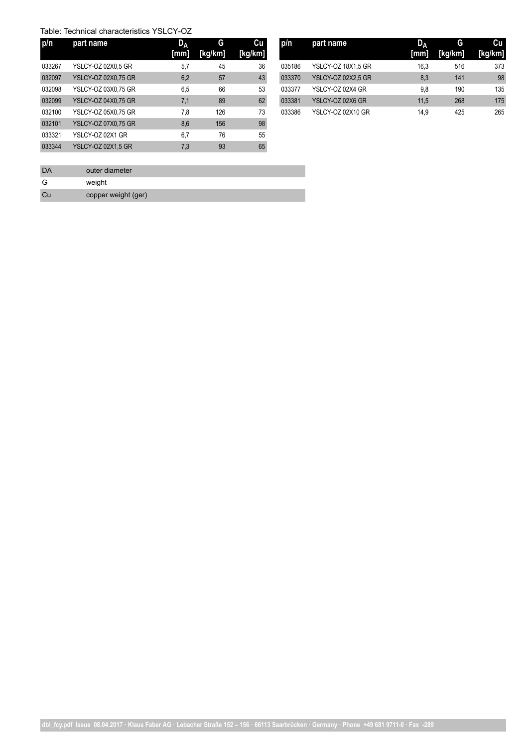Table: Technical characteristics YSLCY-OZ

| p/n | part name | $D_A$ [mm] | G [kg/km] | Cu [kg/km] |
|---|---|---|---|---|
| 033267 | YSLCY-OZ 02X0,5 GR | 5,7 | 45 | 36 |
| 032097 | YSLCY-OZ 02X0,75 GR | 6,2 | 57 | 43 |
| 032098 | YSLCY-OZ 03X0,75 GR | 6,5 | 66 | 53 |
| 032099 | YSLCY-OZ 04X0,75 GR | 7,1 | 89 | 62 |
| 032100 | YSLCY-OZ 05X0,75 GR | 7,8 | 126 | 73 |
| 032101 | YSLCY-OZ 07X0,75 GR | 8,6 | 156 | 98 |
| 033321 | YSLCY-OZ 02X1 GR | 6,7 | 76 | 55 |
| 033344 | YSLCY-OZ 02X1,5 GR | 7,3 | 93 | 65 |
| 035186 | YSLCY-OZ 18X1,5 GR | 16,3 | 516 | 373 |
| 033370 | YSLCY-OZ 02X2,5 GR | 8,3 | 141 | 98 |
| 033377 | YSLCY-OZ 02X4 GR | 9,8 | 190 | 135 |
| 033381 | YSLCY-OZ 02X6 GR | 11,5 | 268 | 175 |
| 033386 | YSLCY-OZ 02X10 GR | 14,9 | 425 | 265 |

| | |
|---|---|
| DA | outer diameter |
| G | weight |
| Cu | copper weight (ger) |

dbl_fcy.pdf Issue 08.04.2017 · Klaus Faber AG · Lebacher Straße 152 – 156 · 66113 Saarbrücken · Germany · Phone +49 681 9711-0 · Fax -289